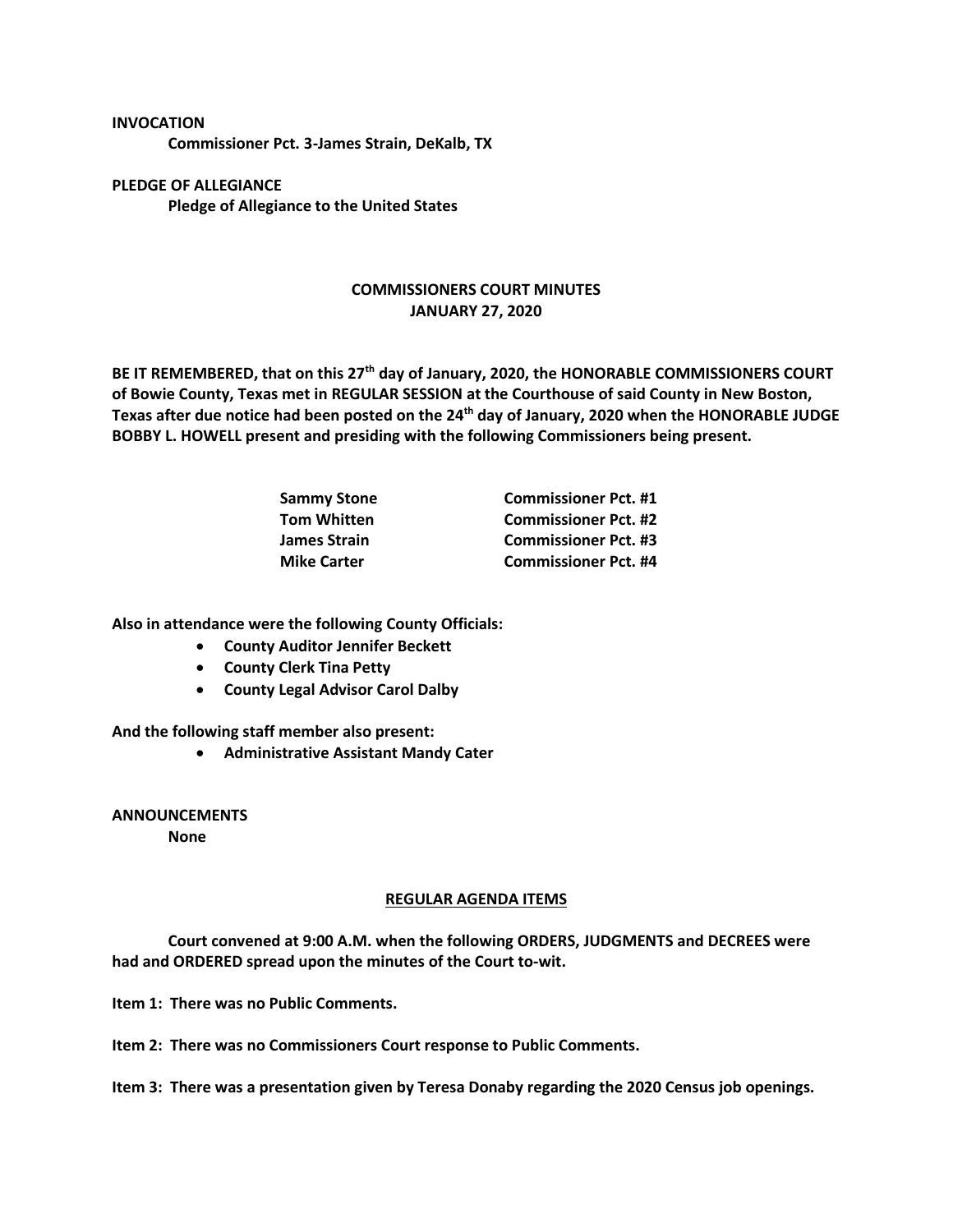**INVOCATION**

**Commissioner Pct. 3-James Strain, DeKalb, TX**

**PLEDGE OF ALLEGIANCE**

**Pledge of Allegiance to the United States**

# COMMISSIONERS COURT MINUTES
## JANUARY 27, 2020

**BE IT REMEMBERED, that on this 27th day of January, 2020, the HONORABLE COMMISSIONERS COURT of Bowie County, Texas met in REGULAR SESSION at the Courthouse of said County in New Boston, Texas after due notice had been posted on the 24th day of January, 2020 when the HONORABLE JUDGE BOBBY L. HOWELL present and presiding with the following Commissioners being present.**

| | |
|---|---|
| **Sammy Stone** | **Commissioner Pct. #1** |
| **Tom Whitten** | **Commissioner Pct. #2** |
| **James Strain** | **Commissioner Pct. #3** |
| **Mike Carter** | **Commissioner Pct. #4** |

**Also in attendance were the following County Officials:**

- **County Auditor Jennifer Beckett**
- **County Clerk Tina Petty**
- **County Legal Advisor Carol Dalby**

**And the following staff member also present:**

- **Administrative Assistant Mandy Cater**

**ANNOUNCEMENTS**

**None**

**REGULAR AGENDA ITEMS**

**Court convened at 9:00 A.M. when the following ORDERS, JUDGMENTS and DECREES were had and ORDERED spread upon the minutes of the Court to-wit.**

**Item 1: There was no Public Comments.**

**Item 2: There was no Commissioners Court response to Public Comments.**

**Item 3: There was a presentation given by Teresa Donaby regarding the 2020 Census job openings.**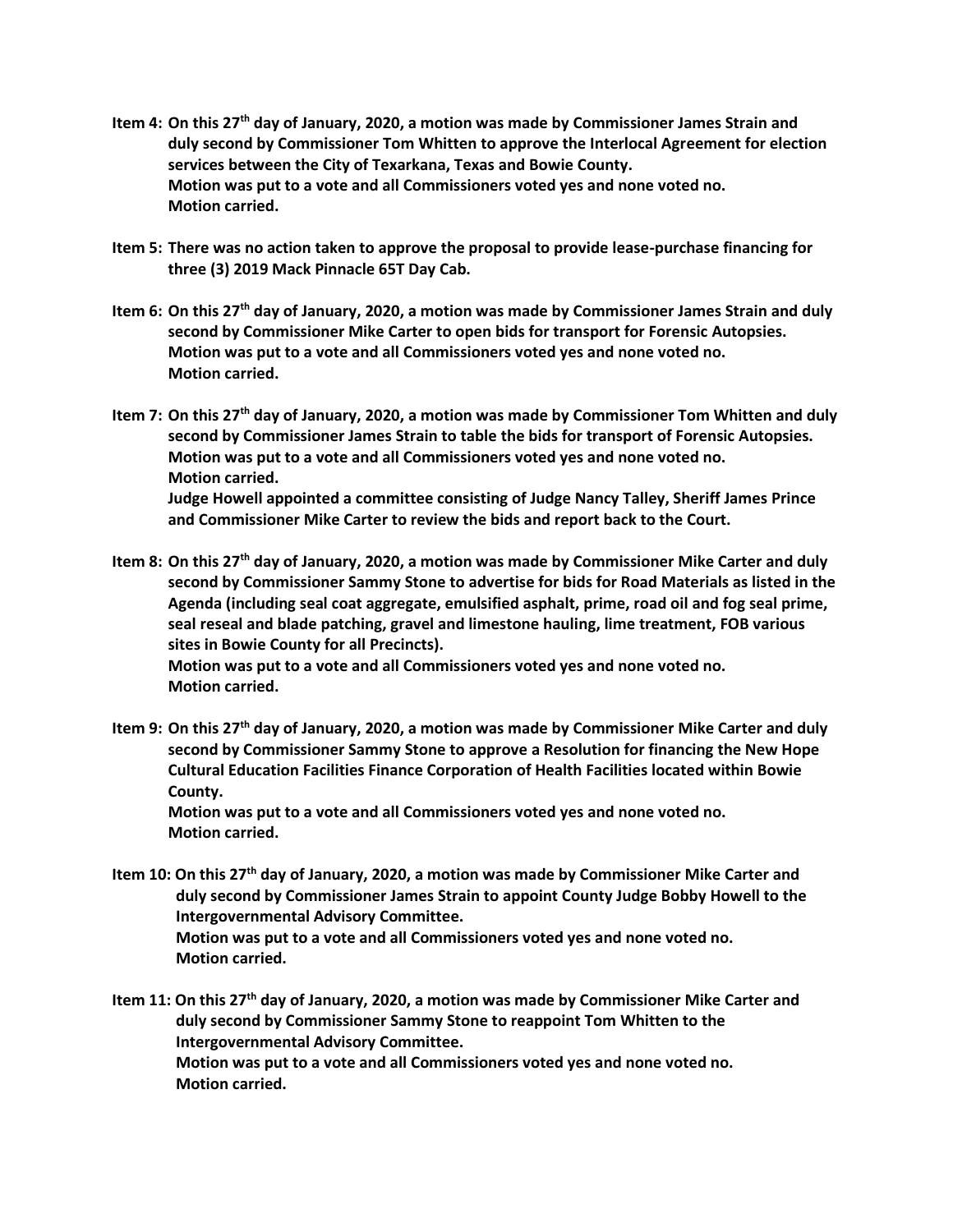**Item 4: On this 27th day of January, 2020, a motion was made by Commissioner James Strain and duly second by Commissioner Tom Whitten to approve the Interlocal Agreement for election services between the City of Texarkana, Texas and Bowie County.**
**Motion was put to a vote and all Commissioners voted yes and none voted no.**
**Motion carried.**

**Item 5: There was no action taken to approve the proposal to provide lease-purchase financing for three (3) 2019 Mack Pinnacle 65T Day Cab.**

**Item 6: On this 27th day of January, 2020, a motion was made by Commissioner James Strain and duly second by Commissioner Mike Carter to open bids for transport for Forensic Autopsies.**
**Motion was put to a vote and all Commissioners voted yes and none voted no.**
**Motion carried.**

**Item 7: On this 27th day of January, 2020, a motion was made by Commissioner Tom Whitten and duly second by Commissioner James Strain to table the bids for transport of Forensic Autopsies.**
**Motion was put to a vote and all Commissioners voted yes and none voted no.**
**Motion carried.**
**Judge Howell appointed a committee consisting of Judge Nancy Talley, Sheriff James Prince and Commissioner Mike Carter to review the bids and report back to the Court.**

**Item 8: On this 27th day of January, 2020, a motion was made by Commissioner Mike Carter and duly second by Commissioner Sammy Stone to advertise for bids for Road Materials as listed in the Agenda (including seal coat aggregate, emulsified asphalt, prime, road oil and fog seal prime, seal reseal and blade patching, gravel and limestone hauling, lime treatment, FOB various sites in Bowie County for all Precincts).**
**Motion was put to a vote and all Commissioners voted yes and none voted no.**
**Motion carried.**

**Item 9: On this 27th day of January, 2020, a motion was made by Commissioner Mike Carter and duly second by Commissioner Sammy Stone to approve a Resolution for financing the New Hope Cultural Education Facilities Finance Corporation of Health Facilities located within Bowie County.**
**Motion was put to a vote and all Commissioners voted yes and none voted no.**
**Motion carried.**

**Item 10: On this 27th day of January, 2020, a motion was made by Commissioner Mike Carter and duly second by Commissioner James Strain to appoint County Judge Bobby Howell to the Intergovernmental Advisory Committee.**
**Motion was put to a vote and all Commissioners voted yes and none voted no.**
**Motion carried.**

**Item 11: On this 27th day of January, 2020, a motion was made by Commissioner Mike Carter and duly second by Commissioner Sammy Stone to reappoint Tom Whitten to the Intergovernmental Advisory Committee.**
**Motion was put to a vote and all Commissioners voted yes and none voted no.**
**Motion carried.**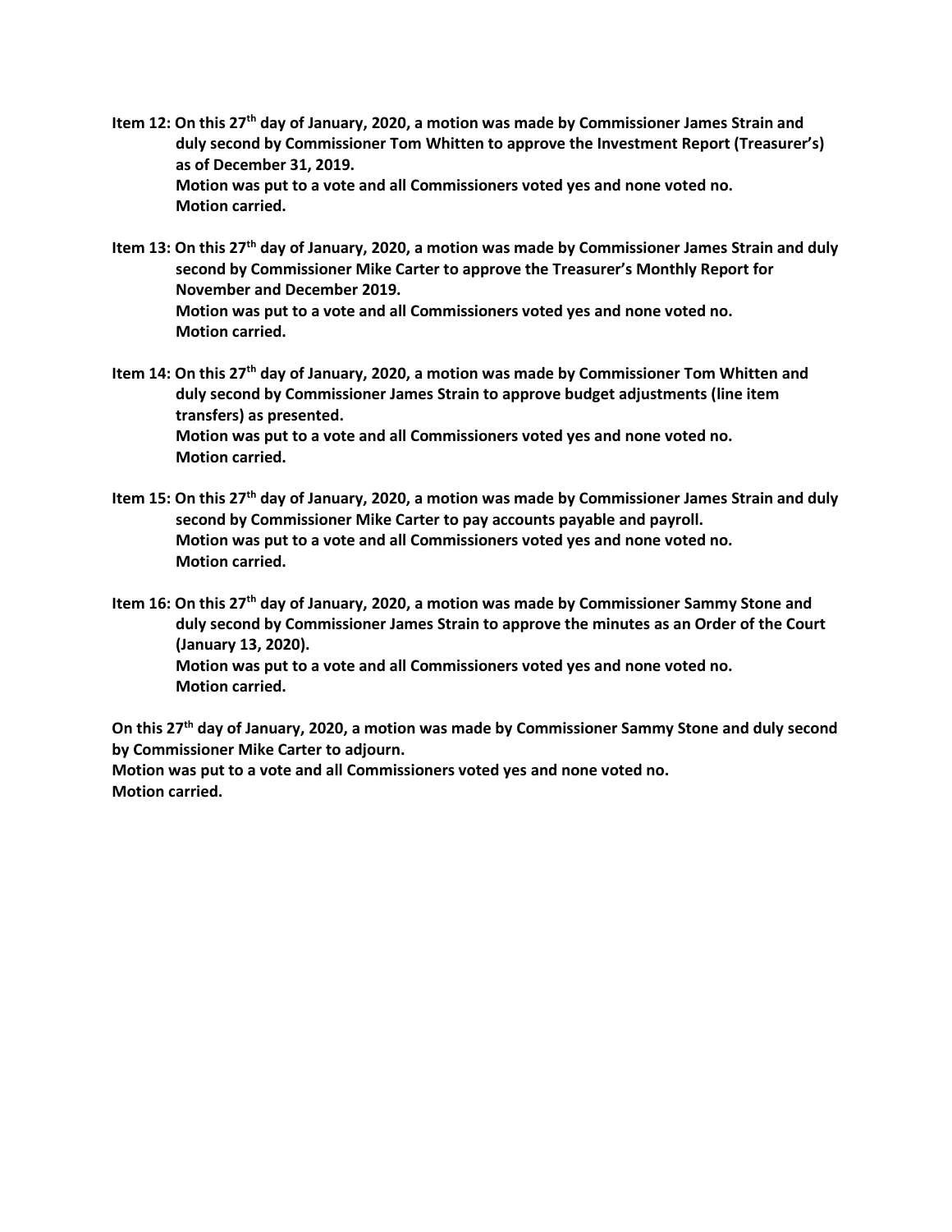**Item 12: On this 27th day of January, 2020, a motion was made by Commissioner James Strain and duly second by Commissioner Tom Whitten to approve the Investment Report (Treasurer's) as of December 31, 2019.**
**Motion was put to a vote and all Commissioners voted yes and none voted no.**
**Motion carried.**

**Item 13: On this 27th day of January, 2020, a motion was made by Commissioner James Strain and duly second by Commissioner Mike Carter to approve the Treasurer's Monthly Report for November and December 2019.**
**Motion was put to a vote and all Commissioners voted yes and none voted no.**
**Motion carried.**

**Item 14: On this 27th day of January, 2020, a motion was made by Commissioner Tom Whitten and duly second by Commissioner James Strain to approve budget adjustments (line item transfers) as presented.**
**Motion was put to a vote and all Commissioners voted yes and none voted no.**
**Motion carried.**

**Item 15: On this 27th day of January, 2020, a motion was made by Commissioner James Strain and duly second by Commissioner Mike Carter to pay accounts payable and payroll.**
**Motion was put to a vote and all Commissioners voted yes and none voted no.**
**Motion carried.**

**Item 16: On this 27th day of January, 2020, a motion was made by Commissioner Sammy Stone and duly second by Commissioner James Strain to approve the minutes as an Order of the Court (January 13, 2020).**
**Motion was put to a vote and all Commissioners voted yes and none voted no.**
**Motion carried.**

**On this 27th day of January, 2020, a motion was made by Commissioner Sammy Stone and duly second by Commissioner Mike Carter to adjourn.**
**Motion was put to a vote and all Commissioners voted yes and none voted no.**
**Motion carried.**